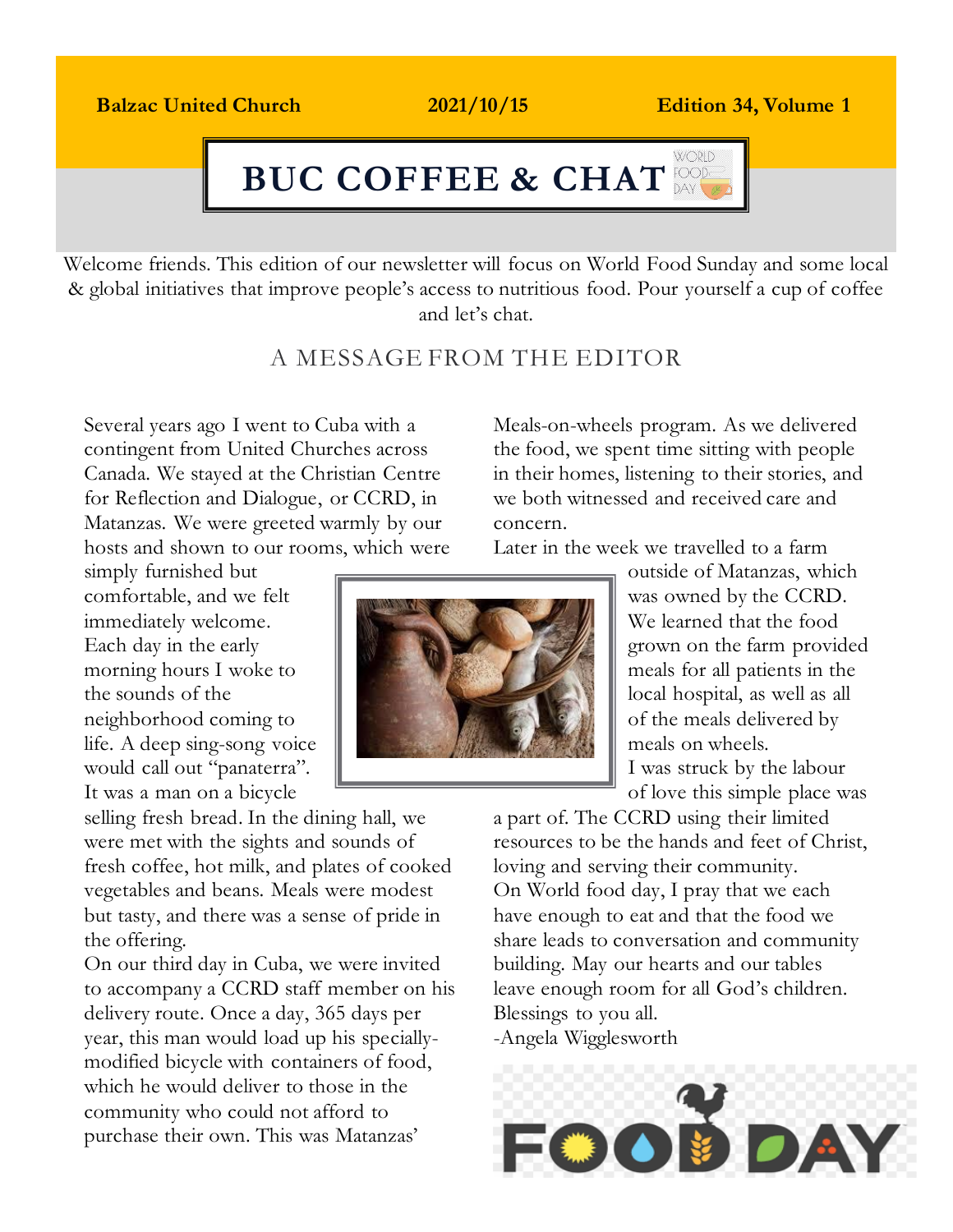**Balzac United Church** **2021/10/15** **Edition 34, Volume 1**

# BUC COFFEE & CHAT

Welcome friends. This edition of our newsletter will focus on World Food Sunday and some local & global initiatives that improve people's access to nutritious food. Pour yourself a cup of coffee and let's chat.

## A MESSAGE FROM THE EDITOR

Several years ago I went to Cuba with a contingent from United Churches across Canada. We stayed at the Christian Centre for Reflection and Dialogue, or CCRD, in Matanzas. We were greeted warmly by our hosts and shown to our rooms, which were simply furnished but comfortable, and we felt immediately welcome. Each day in the early morning hours I woke to the sounds of the neighborhood coming to life. A deep sing-song voice would call out "panaterra". It was a man on a bicycle selling fresh bread. In the dining hall, we were met with the sights and sounds of fresh coffee, hot milk, and plates of cooked vegetables and beans. Meals were modest but tasty, and there was a sense of pride in the offering.

On our third day in Cuba, we were invited to accompany a CCRD staff member on his delivery route. Once a day, 365 days per year, this man would load up his specially-modified bicycle with containers of food, which he would deliver to those in the community who could not afford to purchase their own. This was Matanzas' Meals-on-wheels program. As we delivered the food, we spent time sitting with people in their homes, listening to their stories, and we both witnessed and received care and concern.

Later in the week we travelled to a farm outside of Matanzas, which was owned by the CCRD. We learned that the food grown on the farm provided meals for all patients in the local hospital, as well as all of the meals delivered by meals on wheels.

I was struck by the labour of love this simple place was a part of. The CCRD using their limited resources to be the hands and feet of Christ, loving and serving their community.

On World food day, I pray that we each have enough to eat and that the food we share leads to conversation and community building. May our hearts and our tables leave enough room for all God's children.

Blessings to you all.

-Angela Wigglesworth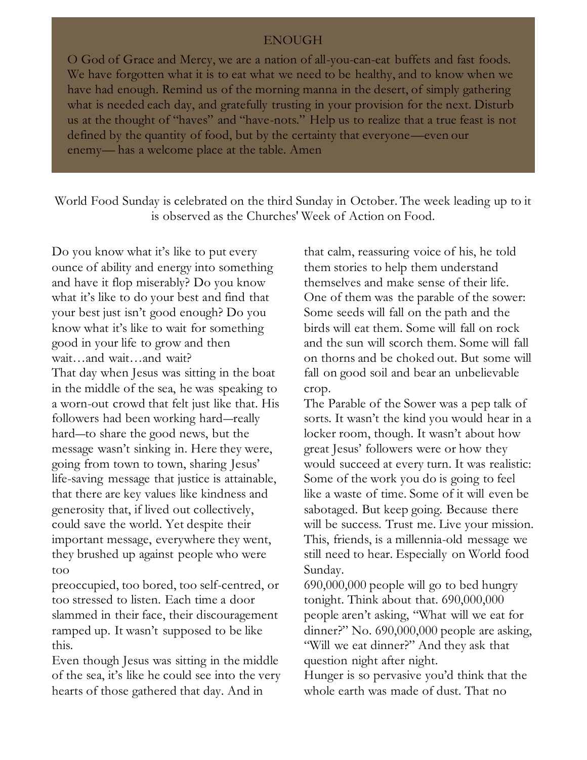## ENOUGH

O God of Grace and Mercy, we are a nation of all-you-can-eat buffets and fast foods. We have forgotten what it is to eat what we need to be healthy, and to know when we have had enough. Remind us of the morning manna in the desert, of simply gathering what is needed each day, and gratefully trusting in your provision for the next. Disturb us at the thought of "haves" and "have-nots." Help us to realize that a true feast is not defined by the quantity of food, but by the certainty that everyone—even our enemy— has a welcome place at the table. Amen

World Food Sunday is celebrated on the third Sunday in October. The week leading up to it is observed as the Churches' Week of Action on Food.

Do you know what it's like to put every ounce of ability and energy into something and have it flop miserably? Do you know what it's like to do your best and find that your best just isn't good enough? Do you know what it's like to wait for something good in your life to grow and then wait…and wait…and wait?

That day when Jesus was sitting in the boat in the middle of the sea, he was speaking to a worn-out crowd that felt just like that. His followers had been working hard—really hard—to share the good news, but the message wasn't sinking in. Here they were, going from town to town, sharing Jesus' life-saving message that justice is attainable, that there are key values like kindness and generosity that, if lived out collectively, could save the world. Yet despite their important message, everywhere they went, they brushed up against people who were too preoccupied, too bored, too self-centred, or too stressed to listen. Each time a door slammed in their face, their discouragement ramped up. It wasn't supposed to be like this.

Even though Jesus was sitting in the middle of the sea, it's like he could see into the very hearts of those gathered that day. And in that calm, reassuring voice of his, he told them stories to help them understand themselves and make sense of their life. One of them was the parable of the sower: Some seeds will fall on the path and the birds will eat them. Some will fall on rock and the sun will scorch them. Some will fall on thorns and be choked out. But some will fall on good soil and bear an unbelievable crop.

The Parable of the Sower was a pep talk of sorts. It wasn't the kind you would hear in a locker room, though. It wasn't about how great Jesus' followers were or how they would succeed at every turn. It was realistic: Some of the work you do is going to feel like a waste of time. Some of it will even be sabotaged. But keep going. Because there will be success. Trust me. Live your mission. This, friends, is a millennia-old message we still need to hear. Especially on World food Sunday.

690,000,000 people will go to bed hungry tonight. Think about that. 690,000,000 people aren't asking, "What will we eat for dinner?" No. 690,000,000 people are asking, "Will we eat dinner?" And they ask that question night after night.

Hunger is so pervasive you'd think that the whole earth was made of dust. That no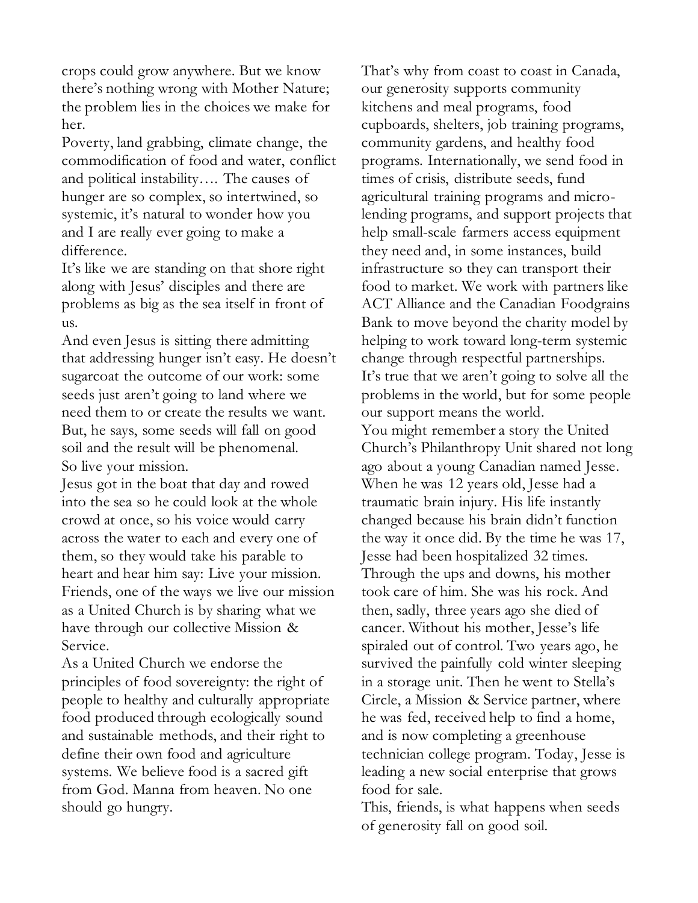crops could grow anywhere. But we know there's nothing wrong with Mother Nature; the problem lies in the choices we make for her.

Poverty, land grabbing, climate change, the commodification of food and water, conflict and political instability…. The causes of hunger are so complex, so intertwined, so systemic, it's natural to wonder how you and I are really ever going to make a difference.

It's like we are standing on that shore right along with Jesus' disciples and there are problems as big as the sea itself in front of us.

And even Jesus is sitting there admitting that addressing hunger isn't easy. He doesn't sugarcoat the outcome of our work: some seeds just aren't going to land where we need them to or create the results we want. But, he says, some seeds will fall on good soil and the result will be phenomenal.

So live your mission.

Jesus got in the boat that day and rowed into the sea so he could look at the whole crowd at once, so his voice would carry across the water to each and every one of them, so they would take his parable to heart and hear him say: Live your mission.

Friends, one of the ways we live our mission as a United Church is by sharing what we have through our collective Mission & Service.

As a United Church we endorse the principles of food sovereignty: the right of people to healthy and culturally appropriate food produced through ecologically sound and sustainable methods, and their right to define their own food and agriculture systems. We believe food is a sacred gift from God. Manna from heaven. No one should go hungry.

That's why from coast to coast in Canada, our generosity supports community kitchens and meal programs, food cupboards, shelters, job training programs, community gardens, and healthy food programs. Internationally, we send food in times of crisis, distribute seeds, fund agricultural training programs and micro-lending programs, and support projects that help small-scale farmers access equipment they need and, in some instances, build infrastructure so they can transport their food to market. We work with partners like ACT Alliance and the Canadian Foodgrains Bank to move beyond the charity model by helping to work toward long-term systemic change through respectful partnerships.

It's true that we aren't going to solve all the problems in the world, but for some people our support means the world.

You might remember a story the United Church's Philanthropy Unit shared not long ago about a young Canadian named Jesse. When he was 12 years old, Jesse had a traumatic brain injury. His life instantly changed because his brain didn't function the way it once did. By the time he was 17, Jesse had been hospitalized 32 times. Through the ups and downs, his mother took care of him. She was his rock. And then, sadly, three years ago she died of cancer. Without his mother, Jesse's life spiraled out of control. Two years ago, he survived the painfully cold winter sleeping in a storage unit. Then he went to Stella's Circle, a Mission & Service partner, where he was fed, received help to find a home, and is now completing a greenhouse technician college program. Today, Jesse is leading a new social enterprise that grows food for sale.

This, friends, is what happens when seeds of generosity fall on good soil.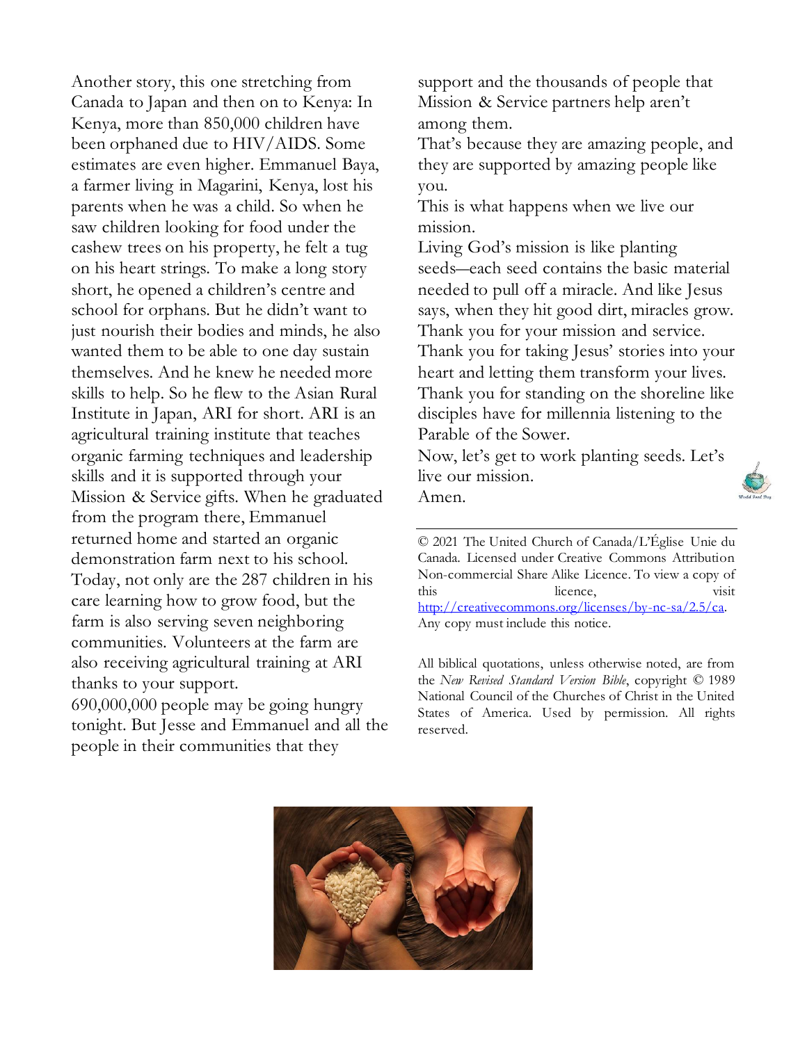Another story, this one stretching from Canada to Japan and then on to Kenya: In Kenya, more than 850,000 children have been orphaned due to HIV/AIDS. Some estimates are even higher. Emmanuel Baya, a farmer living in Magarini, Kenya, lost his parents when he was a child. So when he saw children looking for food under the cashew trees on his property, he felt a tug on his heart strings. To make a long story short, he opened a children's centre and school for orphans. But he didn't want to just nourish their bodies and minds, he also wanted them to be able to one day sustain themselves. And he knew he needed more skills to help. So he flew to the Asian Rural Institute in Japan, ARI for short. ARI is an agricultural training institute that teaches organic farming techniques and leadership skills and it is supported through your Mission & Service gifts. When he graduated from the program there, Emmanuel returned home and started an organic demonstration farm next to his school. Today, not only are the 287 children in his care learning how to grow food, but the farm is also serving seven neighboring communities. Volunteers at the farm are also receiving agricultural training at ARI thanks to your support.

690,000,000 people may be going hungry tonight. But Jesse and Emmanuel and all the people in their communities that they support and the thousands of people that Mission & Service partners help aren't among them.

That's because they are amazing people, and they are supported by amazing people like you.

This is what happens when we live our mission.

Living God's mission is like planting seeds—each seed contains the basic material needed to pull off a miracle. And like Jesus says, when they hit good dirt, miracles grow.

Thank you for your mission and service.

Thank you for taking Jesus' stories into your heart and letting them transform your lives.

Thank you for standing on the shoreline like disciples have for millennia listening to the Parable of the Sower.

Now, let's get to work planting seeds. Let's live our mission.

Amen.

---

© 2021 The United Church of Canada/L'Église Unie du Canada. Licensed under Creative Commons Attribution Non-commercial Share Alike Licence. To view a copy of this licence, visit [http://creativecommons.org/licenses/by-nc-sa/2.5/ca](http://creativecommons.org/licenses/by-nc-sa/2.5/ca). Any copy must include this notice.

All biblical quotations, unless otherwise noted, are from the *New Revised Standard Version Bible*, copyright © 1989 National Council of the Churches of Christ in the United States of America. Used by permission. All rights reserved.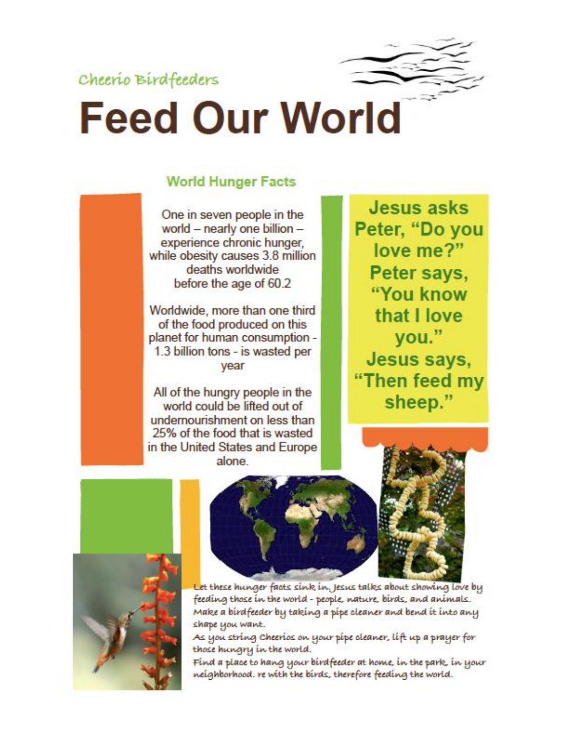Cheerio Birdfeeders

# Feed Our World

### World Hunger Facts

One in seven people in the world – nearly one billion – experience chronic hunger, while obesity causes 3.8 million deaths worldwide before the age of 60.2

Worldwide, more than one third of the food produced on this planet for human consumption - 1.3 billion tons - is wasted per year

All of the hungry people in the world could be lifted out of undernourishment on less than 25% of the food that is wasted in the United States and Europe alone.

**Jesus asks Peter, "Do you love me?" Peter says, "You know that I love you." Jesus says, "Then feed my sheep."**

Let these hunger facts sink in. Jesus talks about showing love by feeding those in the world - people, nature, birds, and animals. Make a birdfeeder by taking a pipe cleaner and bend it into any shape you want.

As you string Cheerios on your pipe cleaner, lift up a prayer for those hungry in the world.

Find a place to hang your birdfeeder at home, in the park, in your neighborhood. re with the birds, therefore feeding the world.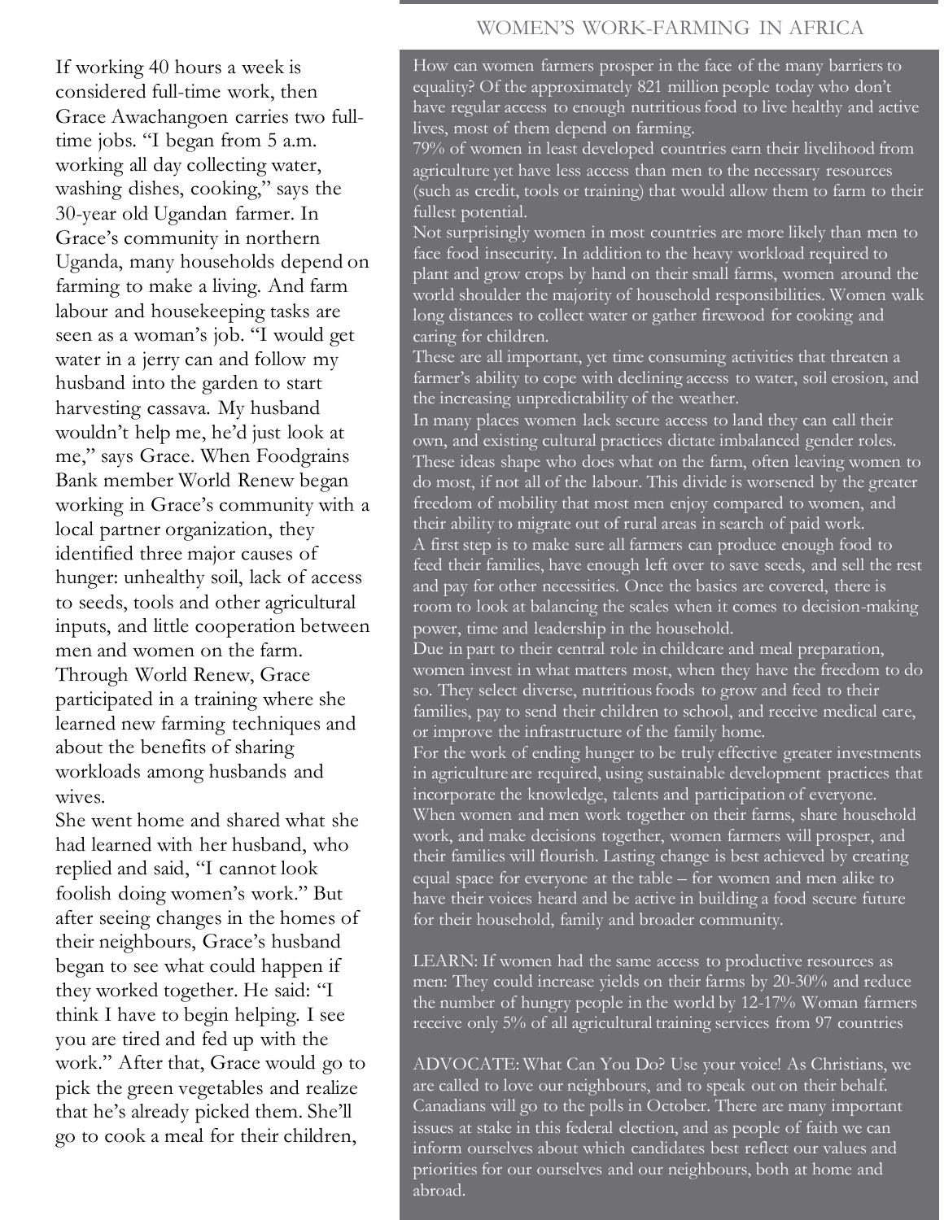## WOMEN'S WORK-FARMING IN AFRICA

If working 40 hours a week is considered full-time work, then Grace Awachangoen carries two full-time jobs. "I began from 5 a.m. working all day collecting water, washing dishes, cooking," says the 30-year old Ugandan farmer. In Grace's community in northern Uganda, many households depend on farming to make a living. And farm labour and housekeeping tasks are seen as a woman's job. "I would get water in a jerry can and follow my husband into the garden to start harvesting cassava. My husband wouldn't help me, he'd just look at me," says Grace. When Foodgrains Bank member World Renew began working in Grace's community with a local partner organization, they identified three major causes of hunger: unhealthy soil, lack of access to seeds, tools and other agricultural inputs, and little cooperation between men and women on the farm. Through World Renew, Grace participated in a training where she learned new farming techniques and about the benefits of sharing workloads among husbands and wives.

She went home and shared what she had learned with her husband, who replied and said, "I cannot look foolish doing women's work." But after seeing changes in the homes of their neighbours, Grace's husband began to see what could happen if they worked together. He said: "I think I have to begin helping. I see you are tired and fed up with the work." After that, Grace would go to pick the green vegetables and realize that he's already picked them. She'll go to cook a meal for their children,

How can women farmers prosper in the face of the many barriers to equality? Of the approximately 821 million people today who don't have regular access to enough nutritious food to live healthy and active lives, most of them depend on farming.

79% of women in least developed countries earn their livelihood from agriculture yet have less access than men to the necessary resources (such as credit, tools or training) that would allow them to farm to their fullest potential.

Not surprisingly women in most countries are more likely than men to face food insecurity. In addition to the heavy workload required to plant and grow crops by hand on their small farms, women around the world shoulder the majority of household responsibilities. Women walk long distances to collect water or gather firewood for cooking and caring for children.

These are all important, yet time consuming activities that threaten a farmer's ability to cope with declining access to water, soil erosion, and the increasing unpredictability of the weather.

In many places women lack secure access to land they can call their own, and existing cultural practices dictate imbalanced gender roles. These ideas shape who does what on the farm, often leaving women to do most, if not all of the labour. This divide is worsened by the greater freedom of mobility that most men enjoy compared to women, and their ability to migrate out of rural areas in search of paid work.

A first step is to make sure all farmers can produce enough food to feed their families, have enough left over to save seeds, and sell the rest and pay for other necessities. Once the basics are covered, there is room to look at balancing the scales when it comes to decision-making power, time and leadership in the household.

Due in part to their central role in childcare and meal preparation, women invest in what matters most, when they have the freedom to do so. They select diverse, nutritious foods to grow and feed to their families, pay to send their children to school, and receive medical care, or improve the infrastructure of the family home.

For the work of ending hunger to be truly effective greater investments in agriculture are required, using sustainable development practices that incorporate the knowledge, talents and participation of everyone. When women and men work together on their farms, share household work, and make decisions together, women farmers will prosper, and their families will flourish. Lasting change is best achieved by creating equal space for everyone at the table – for women and men alike to have their voices heard and be active in building a food secure future for their household, family and broader community.

LEARN: If women had the same access to productive resources as men: They could increase yields on their farms by 20-30% and reduce the number of hungry people in the world by 12-17% Woman farmers receive only 5% of all agricultural training services from 97 countries

ADVOCATE: What Can You Do? Use your voice! As Christians, we are called to love our neighbours, and to speak out on their behalf. Canadians will go to the polls in October. There are many important issues at stake in this federal election, and as people of faith we can inform ourselves about which candidates best reflect our values and priorities for our ourselves and our neighbours, both at home and abroad.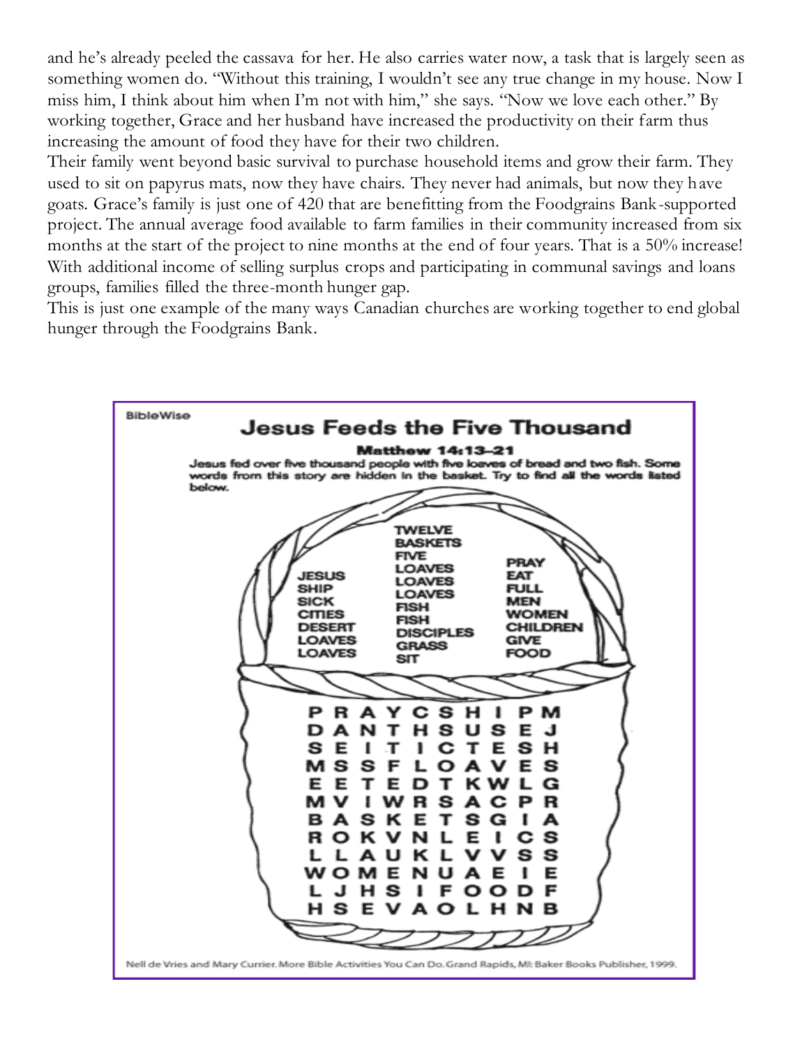and he's already peeled the cassava for her. He also carries water now, a task that is largely seen as something women do. "Without this training, I wouldn't see any true change in my house. Now I miss him, I think about him when I'm not with him," she says. "Now we love each other." By working together, Grace and her husband have increased the productivity on their farm thus increasing the amount of food they have for their two children.

Their family went beyond basic survival to purchase household items and grow their farm. They used to sit on papyrus mats, now they have chairs. They never had animals, but now they have goats. Grace's family is just one of 420 that are benefitting from the Foodgrains Bank-supported project. The annual average food available to farm families in their community increased from six months at the start of the project to nine months at the end of four years. That is a 50% increase! With additional income of selling surplus crops and participating in communal savings and loans groups, families filled the three-month hunger gap.

This is just one example of the many ways Canadian churches are working together to end global hunger through the Foodgrains Bank.

BibleWise

# Jesus Feeds the Five Thousand

**Matthew 14:13–21**

Jesus fed over five thousand people with five loaves of bread and two fish. Some words from this story are hidden in the basket. Try to find all the words listed below.

| | | |
|---|---|---|
| JESUS | TWELVE | PRAY |
| SHIP | BASKETS | EAT |
| SICK | FIVE | FULL |
| CITIES | LOAVES | MEN |
| DESERT | LOAVES | WOMEN |
| LOAVES | LOAVES | CHILDREN |
| LOAVES | FISH | GIVE |
| | FISH | FOOD |
| | DISCIPLES | |
| | GRASS | |
| | SIT | |

```
P R A Y C S H I P M
D A N T H S U S E J
S E I T I C T E S H
M S S F L O A V E S
E E T E D T K W L G
M V I W R S A C P R
B A S K E T S G I A
R O K V N L E I C S
L L A U K L V V S S
W O M E N U A E I E
L J H S I F O O D F
H S E V A O L H N B
```

Nell de Vries and Mary Currier. More Bible Activities You Can Do. Grand Rapids, MI: Baker Books Publisher, 1999.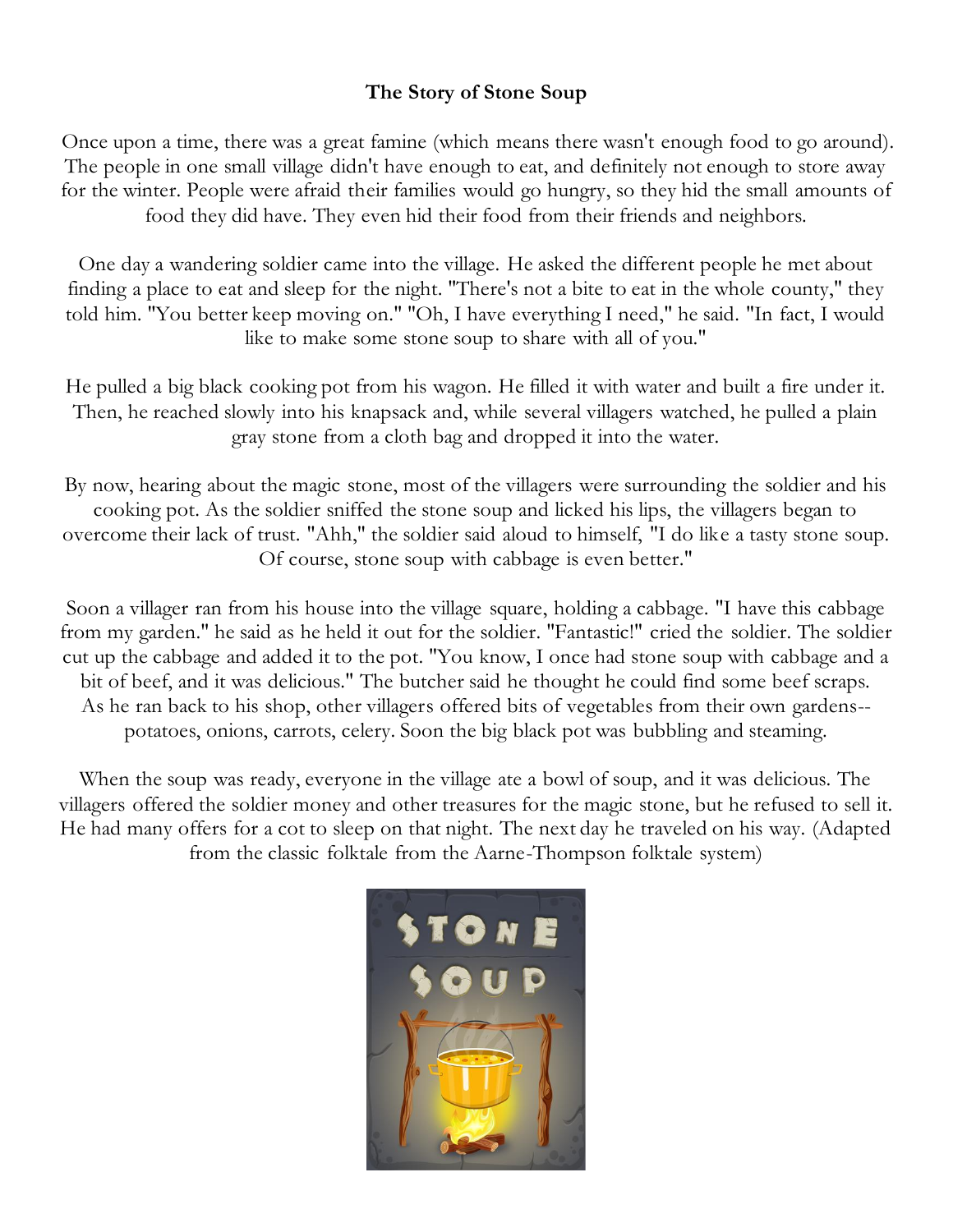**The Story of Stone Soup**

Once upon a time, there was a great famine (which means there wasn't enough food to go around). The people in one small village didn't have enough to eat, and definitely not enough to store away for the winter. People were afraid their families would go hungry, so they hid the small amounts of food they did have. They even hid their food from their friends and neighbors.

One day a wandering soldier came into the village. He asked the different people he met about finding a place to eat and sleep for the night. "There's not a bite to eat in the whole county," they told him. "You better keep moving on." "Oh, I have everything I need," he said. "In fact, I would like to make some stone soup to share with all of you."

He pulled a big black cooking pot from his wagon. He filled it with water and built a fire under it. Then, he reached slowly into his knapsack and, while several villagers watched, he pulled a plain gray stone from a cloth bag and dropped it into the water.

By now, hearing about the magic stone, most of the villagers were surrounding the soldier and his cooking pot. As the soldier sniffed the stone soup and licked his lips, the villagers began to overcome their lack of trust. "Ahh," the soldier said aloud to himself, "I do like a tasty stone soup. Of course, stone soup with cabbage is even better."

Soon a villager ran from his house into the village square, holding a cabbage. "I have this cabbage from my garden." he said as he held it out for the soldier. "Fantastic!" cried the soldier. The soldier cut up the cabbage and added it to the pot. "You know, I once had stone soup with cabbage and a bit of beef, and it was delicious." The butcher said he thought he could find some beef scraps. As he ran back to his shop, other villagers offered bits of vegetables from their own gardens--potatoes, onions, carrots, celery. Soon the big black pot was bubbling and steaming.

When the soup was ready, everyone in the village ate a bowl of soup, and it was delicious. The villagers offered the soldier money and other treasures for the magic stone, but he refused to sell it. He had many offers for a cot to sleep on that night. The next day he traveled on his way. (Adapted from the classic folktale from the Aarne-Thompson folktale system)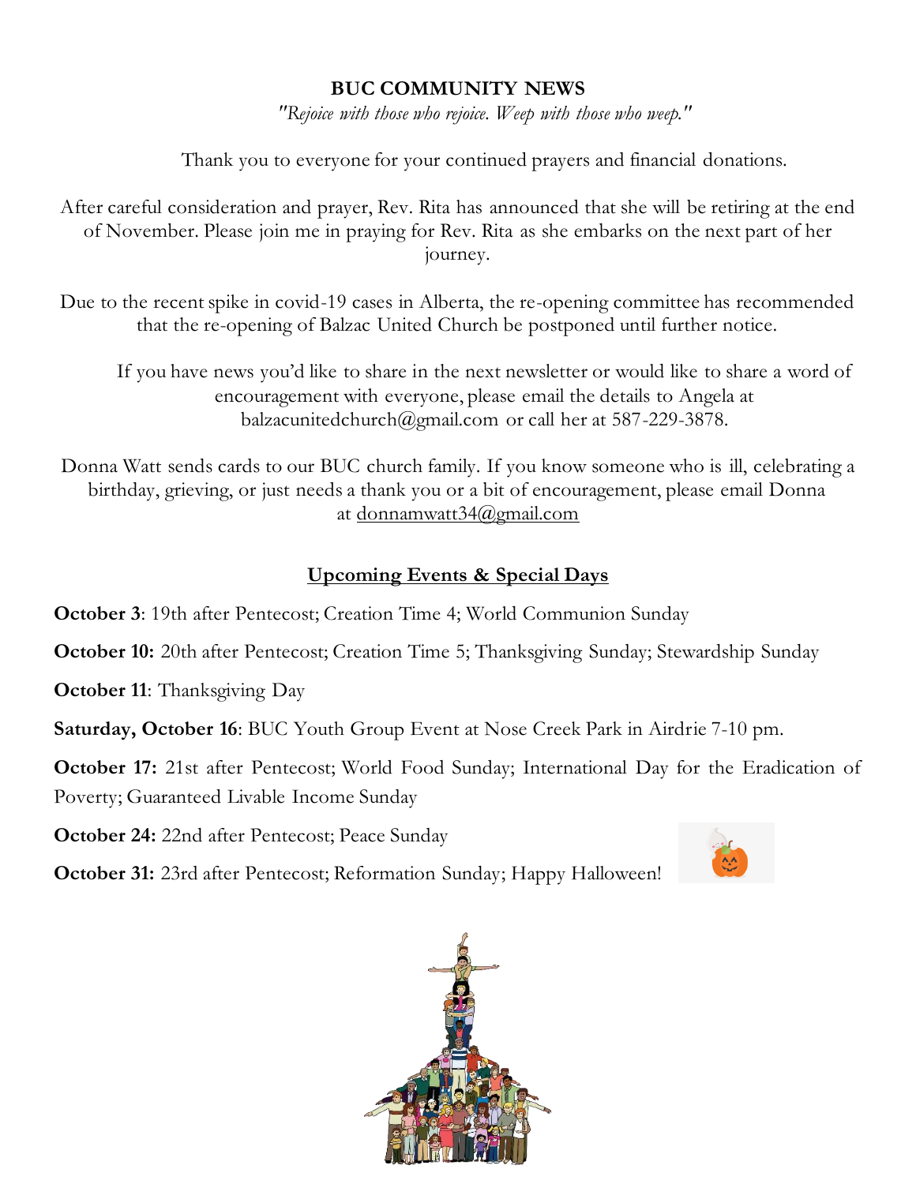## BUC COMMUNITY NEWS

*"Rejoice with those who rejoice. Weep with those who weep."*

Thank you to everyone for your continued prayers and financial donations.

After careful consideration and prayer, Rev. Rita has announced that she will be retiring at the end of November. Please join me in praying for Rev. Rita as she embarks on the next part of her journey.

Due to the recent spike in covid-19 cases in Alberta, the re-opening committee has recommended that the re-opening of Balzac United Church be postponed until further notice.

If you have news you'd like to share in the next newsletter or would like to share a word of encouragement with everyone, please email the details to Angela at balzacunitedchurch@gmail.com or call her at 587-229-3878.

Donna Watt sends cards to our BUC church family. If you know someone who is ill, celebrating a birthday, grieving, or just needs a thank you or a bit of encouragement, please email Donna at donnamwatt34@gmail.com

### Upcoming Events & Special Days

**October 3**: 19th after Pentecost; Creation Time 4; World Communion Sunday

**October 10:** 20th after Pentecost; Creation Time 5; Thanksgiving Sunday; Stewardship Sunday

**October 11**: Thanksgiving Day

**Saturday, October 16**: BUC Youth Group Event at Nose Creek Park in Airdrie 7-10 pm.

**October 17:** 21st after Pentecost; World Food Sunday; International Day for the Eradication of Poverty; Guaranteed Livable Income Sunday

**October 24:** 22nd after Pentecost; Peace Sunday

**October 31:** 23rd after Pentecost; Reformation Sunday; Happy Halloween!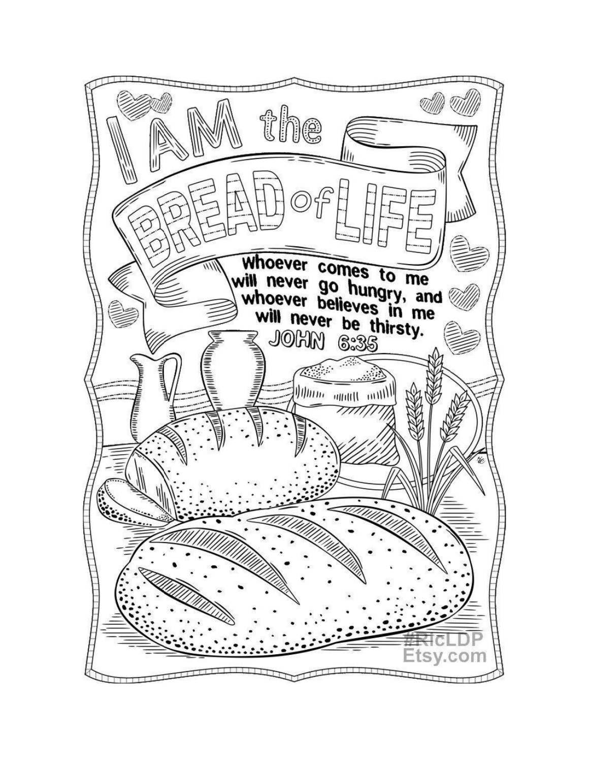# I AM the BREAD of LIFE

Whoever comes to me will never go hungry, and whoever believes in me will never be thirsty.

JOHN 6:35

#RicLDP
Etsy.com